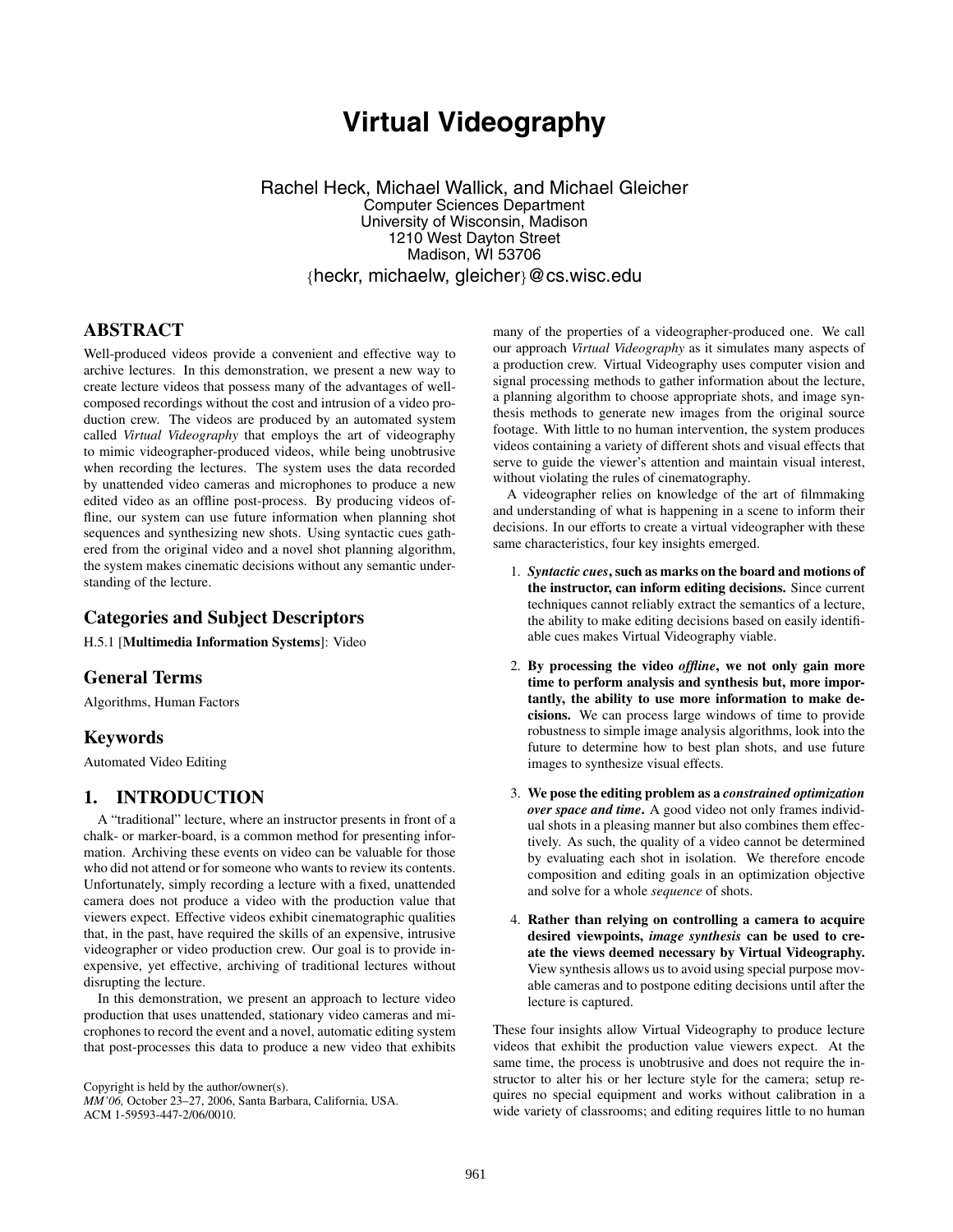# Virtual Videography

Rachel Heck, Michael Wallick, and Michael Gleicher
Computer Sciences Department
University of Wisconsin, Madison
1210 West Dayton Street
Madison, WI 53706
{heckr, michaelw, gleicher}@cs.wisc.edu

## ABSTRACT

Well-produced videos provide a convenient and effective way to archive lectures. In this demonstration, we present a new way to create lecture videos that possess many of the advantages of well-composed recordings without the cost and intrusion of a video production crew. The videos are produced by an automated system called *Virtual Videography* that employs the art of videography to mimic videographer-produced videos, while being unobtrusive when recording the lectures. The system uses the data recorded by unattended video cameras and microphones to produce a new edited video as an offline post-process. By producing videos offline, our system can use future information when planning shot sequences and synthesizing new shots. Using syntactic cues gathered from the original video and a novel shot planning algorithm, the system makes cinematic decisions without any semantic understanding of the lecture.

## Categories and Subject Descriptors

H.5.1 [**Multimedia Information Systems**]: Video

## General Terms

Algorithms, Human Factors

## Keywords

Automated Video Editing

## 1. INTRODUCTION

A "traditional" lecture, where an instructor presents in front of a chalk- or marker-board, is a common method for presenting information. Archiving these events on video can be valuable for those who did not attend or for someone who wants to review its contents. Unfortunately, simply recording a lecture with a fixed, unattended camera does not produce a video with the production value that viewers expect. Effective videos exhibit cinematographic qualities that, in the past, have required the skills of an expensive, intrusive videographer or video production crew. Our goal is to provide inexpensive, yet effective, archiving of traditional lectures without disrupting the lecture.

In this demonstration, we present an approach to lecture video production that uses unattended, stationary video cameras and microphones to record the event and a novel, automatic editing system that post-processes this data to produce a new video that exhibits many of the properties of a videographer-produced one. We call our approach *Virtual Videography* as it simulates many aspects of a production crew. Virtual Videography uses computer vision and signal processing methods to gather information about the lecture, a planning algorithm to choose appropriate shots, and image synthesis methods to generate new images from the original source footage. With little to no human intervention, the system produces videos containing a variety of different shots and visual effects that serve to guide the viewer's attention and maintain visual interest, without violating the rules of cinematography.

A videographer relies on knowledge of the art of filmmaking and understanding of what is happening in a scene to inform their decisions. In our efforts to create a virtual videographer with these same characteristics, four key insights emerged.

1. ***Syntactic cues*, such as marks on the board and motions of the instructor, can inform editing decisions.** Since current techniques cannot reliably extract the semantics of a lecture, the ability to make editing decisions based on easily identifiable cues makes Virtual Videography viable.

2. **By processing the video *offline*, we not only gain more time to perform analysis and synthesis but, more importantly, the ability to use more information to make decisions.** We can process large windows of time to provide robustness to simple image analysis algorithms, look into the future to determine how to best plan shots, and use future images to synthesize visual effects.

3. **We pose the editing problem as a *constrained optimization over space and time*.** A good video not only frames individual shots in a pleasing manner but also combines them effectively. As such, the quality of a video cannot be determined by evaluating each shot in isolation. We therefore encode composition and editing goals in an optimization objective and solve for a whole *sequence* of shots.

4. **Rather than relying on controlling a camera to acquire desired viewpoints, *image synthesis* can be used to create the views deemed necessary by Virtual Videography.** View synthesis allows us to avoid using special purpose movable cameras and to postpone editing decisions until after the lecture is captured.

These four insights allow Virtual Videography to produce lecture videos that exhibit the production value viewers expect. At the same time, the process is unobtrusive and does not require the instructor to alter his or her lecture style for the camera; setup requires no special equipment and works without calibration in a wide variety of classrooms; and editing requires little to no human

Copyright is held by the author/owner(s).
*MM'06,* October 23–27, 2006, Santa Barbara, California, USA.
ACM 1-59593-447-2/06/0010.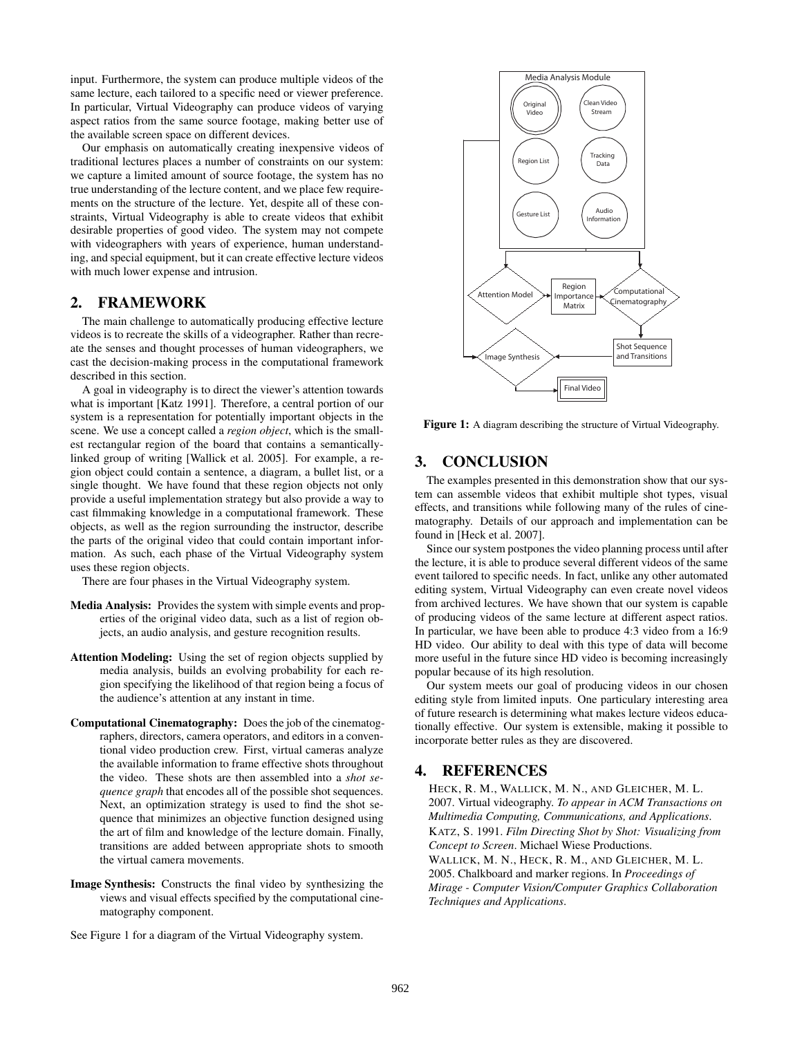input. Furthermore, the system can produce multiple videos of the same lecture, each tailored to a specific need or viewer preference. In particular, Virtual Videography can produce videos of varying aspect ratios from the same source footage, making better use of the available screen space on different devices.

Our emphasis on automatically creating inexpensive videos of traditional lectures places a number of constraints on our system: we capture a limited amount of source footage, the system has no true understanding of the lecture content, and we place few requirements on the structure of the lecture. Yet, despite all of these constraints, Virtual Videography is able to create videos that exhibit desirable properties of good video. The system may not compete with videographers with years of experience, human understanding, and special equipment, but it can create effective lecture videos with much lower expense and intrusion.

## 2. FRAMEWORK

The main challenge to automatically producing effective lecture videos is to recreate the skills of a videographer. Rather than recreate the senses and thought processes of human videographers, we cast the decision-making process in the computational framework described in this section.

A goal in videography is to direct the viewer's attention towards what is important [Katz 1991]. Therefore, a central portion of our system is a representation for potentially important objects in the scene. We use a concept called a *region object*, which is the smallest rectangular region of the board that contains a semantically-linked group of writing [Wallick et al. 2005]. For example, a region object could contain a sentence, a diagram, a bullet list, or a single thought. We have found that these region objects not only provide a useful implementation strategy but also provide a way to cast filmmaking knowledge in a computational framework. These objects, as well as the region surrounding the instructor, describe the parts of the original video that could contain important information. As such, each phase of the Virtual Videography system uses these region objects.

There are four phases in the Virtual Videography system.

**Media Analysis:** Provides the system with simple events and properties of the original video data, such as a list of region objects, an audio analysis, and gesture recognition results.

**Attention Modeling:** Using the set of region objects supplied by media analysis, builds an evolving probability for each region specifying the likelihood of that region being a focus of the audience's attention at any instant in time.

**Computational Cinematography:** Does the job of the cinematographers, directors, camera operators, and editors in a conventional video production crew. First, virtual cameras analyze the available information to frame effective shots throughout the video. These shots are then assembled into a *shot sequence graph* that encodes all of the possible shot sequences. Next, an optimization strategy is used to find the shot sequence that minimizes an objective function designed using the art of film and knowledge of the lecture domain. Finally, transitions are added between appropriate shots to smooth the virtual camera movements.

**Image Synthesis:** Constructs the final video by synthesizing the views and visual effects specified by the computational cinematography component.

See Figure 1 for a diagram of the Virtual Videography system.

Media Analysis Module
Original Video
Clean Video Stream
Region List
Tracking Data
Gesture List
Audio Information
Attention Model
Region Importance Matrix
Computational Cinematography
Shot Sequence and Transitions
Image Synthesis
Final Video

**Figure 1:** A diagram describing the structure of Virtual Videography.

## 3. CONCLUSION

The examples presented in this demonstration show that our system can assemble videos that exhibit multiple shot types, visual effects, and transitions while following many of the rules of cinematography. Details of our approach and implementation can be found in [Heck et al. 2007].

Since our system postpones the video planning process until after the lecture, it is able to produce several different videos of the same event tailored to specific needs. In fact, unlike any other automated editing system, Virtual Videography can even create novel videos from archived lectures. We have shown that our system is capable of producing videos of the same lecture at different aspect ratios. In particular, we have been able to produce 4:3 video from a 16:9 HD video. Our ability to deal with this type of data will become more useful in the future since HD video is becoming increasingly popular because of its high resolution.

Our system meets our goal of producing videos in our chosen editing style from limited inputs. One particular interesting area of future research is determining what makes lecture videos educationally effective. Our system is extensible, making it possible to incorporate better rules as they are discovered.

## 4. REFERENCES

HECK, R. M., WALLICK, M. N., AND GLEICHER, M. L. 2007. Virtual videography. *To appear in ACM Transactions on Multimedia Computing, Communications, and Applications*.

KATZ, S. 1991. *Film Directing Shot by Shot: Visualizing from Concept to Screen*. Michael Wiese Productions.

WALLICK, M. N., HECK, R. M., AND GLEICHER, M. L. 2005. Chalkboard and marker regions. In *Proceedings of Mirage - Computer Vision/Computer Graphics Collaboration Techniques and Applications*.